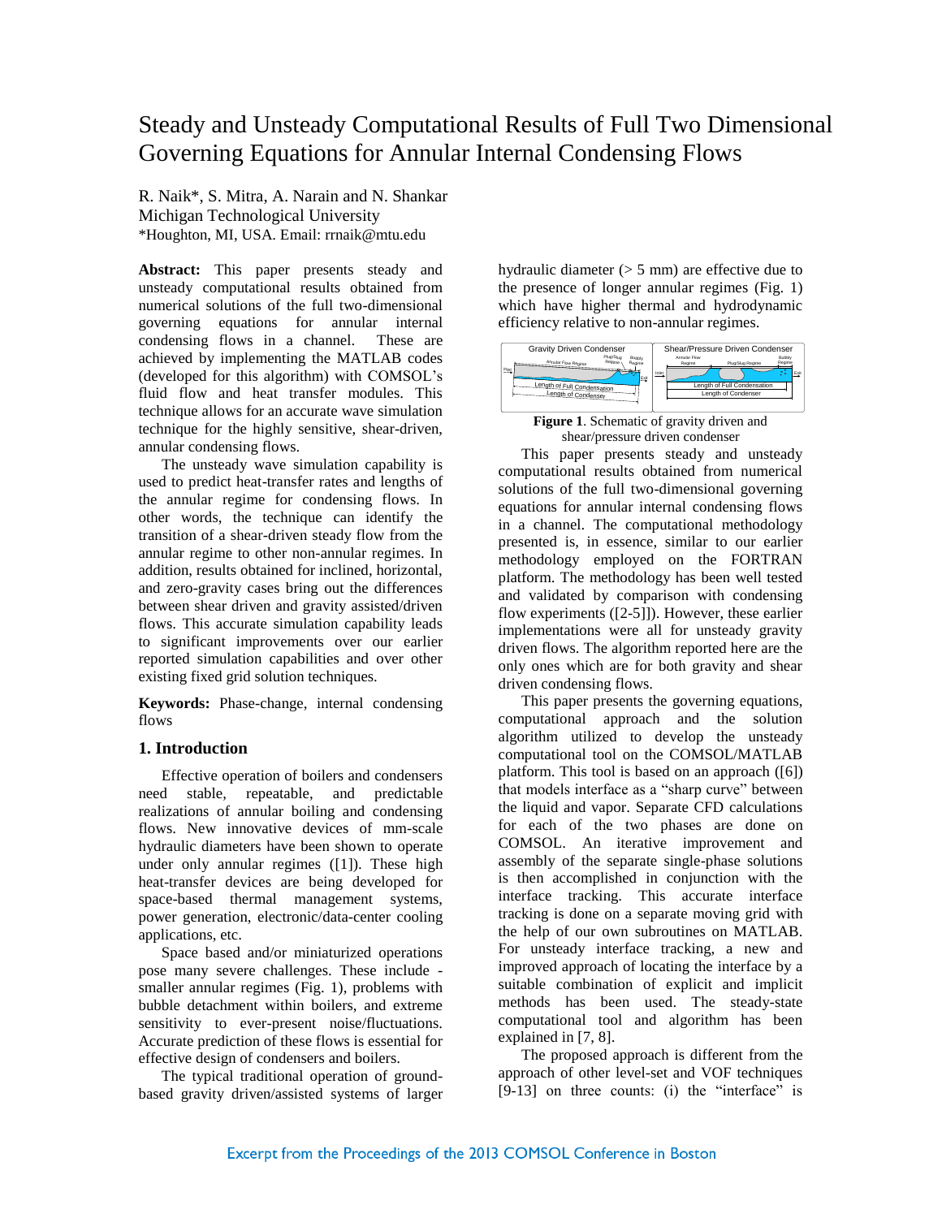# Steady and Unsteady Computational Results of Full Two Dimensional Governing Equations for Annular Internal Condensing Flows

R. Naik*, S. Mitra, A. Narain and N. Shankar
Michigan Technological University
*Houghton, MI, USA. Email: rrnaik@mtu.edu

**Abstract:** This paper presents steady and unsteady computational results obtained from numerical solutions of the full two-dimensional governing equations for annular internal condensing flows in a channel. These are achieved by implementing the MATLAB codes (developed for this algorithm) with COMSOL's fluid flow and heat transfer modules. This technique allows for an accurate wave simulation technique for the highly sensitive, shear-driven, annular condensing flows.

The unsteady wave simulation capability is used to predict heat-transfer rates and lengths of the annular regime for condensing flows. In other words, the technique can identify the transition of a shear-driven steady flow from the annular regime to other non-annular regimes. In addition, results obtained for inclined, horizontal, and zero-gravity cases bring out the differences between shear driven and gravity assisted/driven flows. This accurate simulation capability leads to significant improvements over our earlier reported simulation capabilities and over other existing fixed grid solution techniques.

**Keywords:** Phase-change, internal condensing flows

## 1. Introduction

Effective operation of boilers and condensers need stable, repeatable, and predictable realizations of annular boiling and condensing flows. New innovative devices of mm-scale hydraulic diameters have been shown to operate under only annular regimes ([1]). These high heat-transfer devices are being developed for space-based thermal management systems, power generation, electronic/data-center cooling applications, etc.

Space based and/or miniaturized operations pose many severe challenges. These include - smaller annular regimes (Fig. 1), problems with bubble detachment within boilers, and extreme sensitivity to ever-present noise/fluctuations. Accurate prediction of these flows is essential for effective design of condensers and boilers.

The typical traditional operation of ground-based gravity driven/assisted systems of larger hydraulic diameter (> 5 mm) are effective due to the presence of longer annular regimes (Fig. 1) which have higher thermal and hydrodynamic efficiency relative to non-annular regimes.

**Figure 1**. Schematic of gravity driven and shear/pressure driven condenser

This paper presents steady and unsteady computational results obtained from numerical solutions of the full two-dimensional governing equations for annular internal condensing flows in a channel. The computational methodology presented is, in essence, similar to our earlier methodology employed on the FORTRAN platform. The methodology has been well tested and validated by comparison with condensing flow experiments ([2-5]]). However, these earlier implementations were all for unsteady gravity driven flows. The algorithm reported here are the only ones which are for both gravity and shear driven condensing flows.

This paper presents the governing equations, computational approach and the solution algorithm utilized to develop the unsteady computational tool on the COMSOL/MATLAB platform. This tool is based on an approach ([6]) that models interface as a "sharp curve" between the liquid and vapor. Separate CFD calculations for each of the two phases are done on COMSOL. An iterative improvement and assembly of the separate single-phase solutions is then accomplished in conjunction with the interface tracking. This accurate interface tracking is done on a separate moving grid with the help of our own subroutines on MATLAB. For unsteady interface tracking, a new and improved approach of locating the interface by a suitable combination of explicit and implicit methods has been used. The steady-state computational tool and algorithm has been explained in [7, 8].

The proposed approach is different from the approach of other level-set and VOF techniques [9-13] on three counts: (i) the "interface" is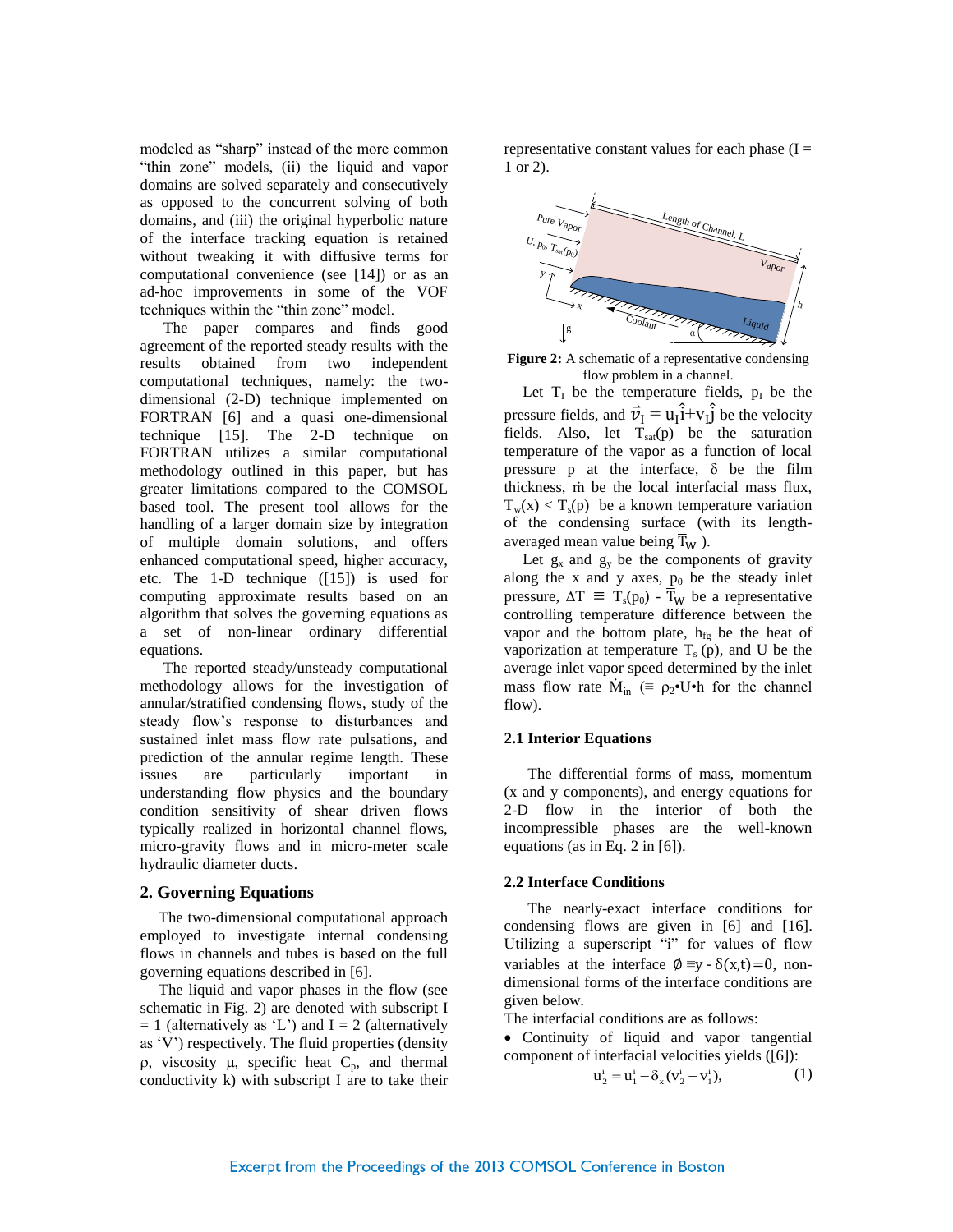modeled as "sharp" instead of the more common "thin zone" models, (ii) the liquid and vapor domains are solved separately and consecutively as opposed to the concurrent solving of both domains, and (iii) the original hyperbolic nature of the interface tracking equation is retained without tweaking it with diffusive terms for computational convenience (see [14]) or as an ad-hoc improvements in some of the VOF techniques within the "thin zone" model.

The paper compares and finds good agreement of the reported steady results with the results obtained from two independent computational techniques, namely: the two-dimensional (2-D) technique implemented on FORTRAN [6] and a quasi one-dimensional technique [15]. The 2-D technique on FORTRAN utilizes a similar computational methodology outlined in this paper, but has greater limitations compared to the COMSOL based tool. The present tool allows for the handling of a larger domain size by integration of multiple domain solutions, and offers enhanced computational speed, higher accuracy, etc. The 1-D technique ([15]) is used for computing approximate results based on an algorithm that solves the governing equations as a set of non-linear ordinary differential equations.

The reported steady/unsteady computational methodology allows for the investigation of annular/stratified condensing flows, study of the steady flow's response to disturbances and sustained inlet mass flow rate pulsations, and prediction of the annular regime length. These issues are particularly important in understanding flow physics and the boundary condition sensitivity of shear driven flows typically realized in horizontal channel flows, micro-gravity flows and in micro-meter scale hydraulic diameter ducts.

## 2. Governing Equations

The two-dimensional computational approach employed to investigate internal condensing flows in channels and tubes is based on the full governing equations described in [6].

The liquid and vapor phases in the flow (see schematic in Fig. 2) are denoted with subscript I = 1 (alternatively as 'L') and I = 2 (alternatively as 'V') respectively. The fluid properties (density $\rho$, viscosity $\mu$, specific heat $C_p$, and thermal conductivity k) with subscript I are to take their representative constant values for each phase (I = 1 or 2).

**Figure 2:** A schematic of a representative condensing flow problem in a channel.

Let $T_I$ be the temperature fields, $p_I$ be the pressure fields, and $\vec{v}_I = u_I\hat{i} + v_I\hat{j}$ be the velocity fields. Also, let $T_{sat}(p)$ be the saturation temperature of the vapor as a function of local pressure p at the interface, $\delta$ be the film thickness, $\dot{m}$ be the local interfacial mass flux, $T_w(x) < T_s(p)$ be a known temperature variation of the condensing surface (with its length-averaged mean value being $\overline{T}_W$).

Let $g_x$ and $g_y$ be the components of gravity along the x and y axes, $p_0$ be the steady inlet pressure, $\Delta T \equiv T_s(p_0) - \overline{T}_W$ be a representative controlling temperature difference between the vapor and the bottom plate, $h_{fg}$ be the heat of vaporization at temperature $T_s$ (p), and U be the average inlet vapor speed determined by the inlet mass flow rate $\dot{M}_{in}$ ($\equiv \rho_2 \bullet U \bullet h$ for the channel flow).

### 2.1 Interior Equations

The differential forms of mass, momentum (x and y components), and energy equations for 2-D flow in the interior of both the incompressible phases are the well-known equations (as in Eq. 2 in [6]).

### 2.2 Interface Conditions

The nearly-exact interface conditions for condensing flows are given in [6] and [16]. Utilizing a superscript "i" for values of flow variables at the interface $\phi \equiv y - \delta(x,t) = 0$, non-dimensional forms of the interface conditions are given below.

The interfacial conditions are as follows:

- Continuity of liquid and vapor tangential component of interfacial velocities yields ([6]):

$$u_2^i = u_1^i - \delta_x (v_2^i - v_1^i), \tag{1}$$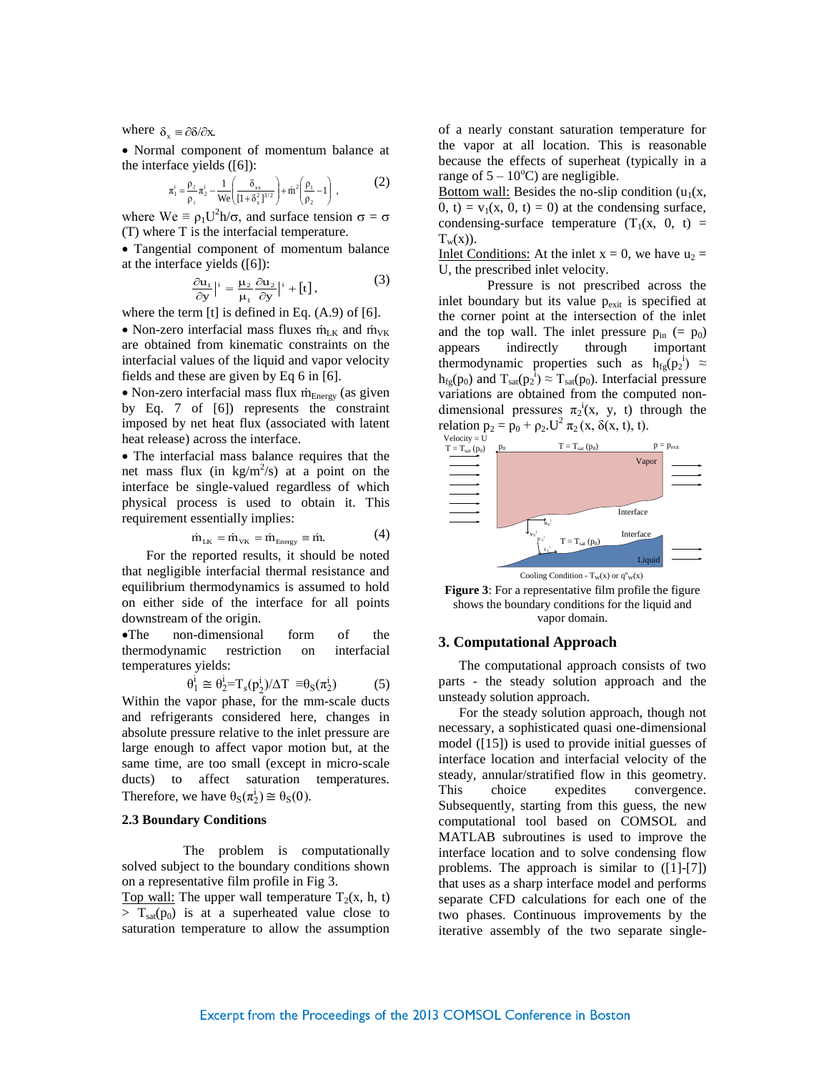where $\delta_x \equiv \partial\delta/\partial x$.

- Normal component of momentum balance at the interface yields ([6]):

$$\pi_1^i = \frac{\rho_2}{\rho_1}\pi_2^i - \frac{1}{\mathrm{We}}\left(\frac{\delta_{xx}}{[1+\delta_x^2]^{3/2}}\right) + \dot{m}^2\left(\frac{\rho_1}{\rho_2} - 1\right), \tag{2}$$

where $\mathrm{We} \equiv \rho_1 U^2 h/\sigma$, and surface tension $\sigma = \sigma$ (T) where T is the interfacial temperature.

- Tangential component of momentum balance at the interface yields ([6]):

$$\frac{\partial u_1}{\partial y}\Big|^i = \frac{\mu_2}{\mu_1}\frac{\partial u_2}{\partial y}\Big|^i + [t], \tag{3}$$

where the term [t] is defined in Eq. (A.9) of [6].

- Non-zero interfacial mass fluxes $\dot{m}_{LK}$ and $\dot{m}_{VK}$ are obtained from kinematic constraints on the interfacial values of the liquid and vapor velocity fields and these are given by Eq 6 in [6].
- Non-zero interfacial mass flux $\dot{m}_{Energy}$ (as given by Eq. 7 of [6]) represents the constraint imposed by net heat flux (associated with latent heat release) across the interface.
- The interfacial mass balance requires that the net mass flux (in kg/m$^2$/s) at a point on the interface be single-valued regardless of which physical process is used to obtain it. This requirement essentially implies:

$$\dot{m}_{LK} = \dot{m}_{VK} = \dot{m}_{Energy} \equiv \dot{m}. \tag{4}$$

For the reported results, it should be noted that negligible interfacial thermal resistance and equilibrium thermodynamics is assumed to hold on either side of the interface for all points downstream of the origin.

- The non-dimensional form of the thermodynamic restriction on interfacial temperatures yields:

$$\theta_1^i \cong \theta_2^i = T_s(p_2^i)/\Delta T \equiv \theta_S(\pi_2^i) \tag{5}$$

Within the vapor phase, for the mm-scale ducts and refrigerants considered here, changes in absolute pressure relative to the inlet pressure are large enough to affect vapor motion but, at the same time, are too small (except in micro-scale ducts) to affect saturation temperatures. Therefore, we have $\theta_S(\pi_2^i) \cong \theta_S(0)$.

### 2.3 Boundary Conditions

The problem is computationally solved subject to the boundary conditions shown on a representative film profile in Fig 3.

Top wall: The upper wall temperature $T_2(x, h, t) > T_{sat}(p_0)$ is at a superheated value close to saturation temperature to allow the assumption of a nearly constant saturation temperature for the vapor at all location. This is reasonable because the effects of superheat (typically in a range of 5 – 10$^o$C) are negligible.

Bottom wall: Besides the no-slip condition ($u_1(x, 0, t) = v_1(x, 0, t) = 0$) at the condensing surface, condensing-surface temperature ($T_1(x, 0, t) = T_w(x)$).

Inlet Conditions: At the inlet x = 0, we have $u_2 = U$, the prescribed inlet velocity.

Pressure is not prescribed across the inlet boundary but its value $p_{exit}$ is specified at the corner point at the intersection of the inlet and the top wall. The inlet pressure $p_{in}$ (= $p_0$) appears indirectly through important thermodynamic properties such as $h_{fg}(p_2^i) \approx h_{fg}(p_0)$ and $T_{sat}(p_2^i) \approx T_{sat}(p_0)$. Interfacial pressure variations are obtained from the computed non-dimensional pressures $\pi_2^i(x, y, t)$ through the relation $p_2 = p_0 + \rho_2.U^2\, \pi_2(x, \delta(x, t), t)$.

**Figure 3**: For a representative film profile the figure shows the boundary conditions for the liquid and vapor domain.

## 3. Computational Approach

The computational approach consists of two parts - the steady solution approach and the unsteady solution approach.

For the steady solution approach, though not necessary, a sophisticated quasi one-dimensional model ([15]) is used to provide initial guesses of interface location and interfacial velocity of the steady, annular/stratified flow in this geometry. This choice expedites convergence. Subsequently, starting from this guess, the new computational tool based on COMSOL and MATLAB subroutines is used to improve the interface location and to solve condensing flow problems. The approach is similar to ([1]-[7]) that uses as a sharp interface model and performs separate CFD calculations for each one of the two phases. Continuous improvements by the iterative assembly of the two separate single-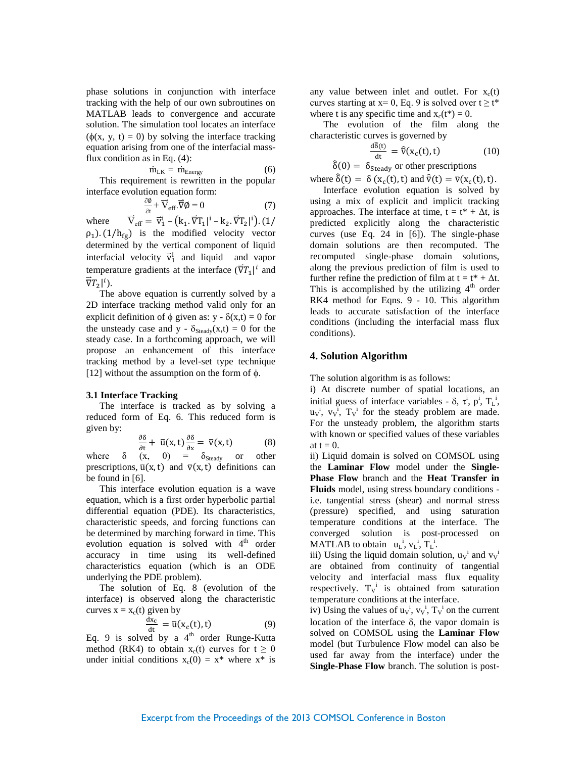phase solutions in conjunction with interface tracking with the help of our own subroutines on MATLAB leads to convergence and accurate solution. The simulation tool locates an interface ($\phi(x, y, t) = 0$) by solving the interface tracking equation arising from one of the interfacial mass-flux condition as in Eq. (4):

$$\dot{m}_{LK} = \dot{m}_{Energy} \tag{6}$$

This requirement is rewritten in the popular interface evolution equation form:

$$\frac{\partial \phi}{\partial t} + \vec{V}_{eff}.\vec{\nabla}\phi = 0 \tag{7}$$

where $\vec{V}_{eff} = \vec{v}_1^i - (k_1.\vec{\nabla}T_1|^i - k_2.\vec{\nabla}T_2|^i).(1/\rho_1).(1/h_{fg})$ is the modified velocity vector determined by the vertical component of liquid interfacial velocity $\vec{v}_1^i$ and liquid and vapor temperature gradients at the interface ($\vec{\nabla}T_1|^i$ and $\vec{\nabla}T_2|^i$).

The above equation is currently solved by a 2D interface tracking method valid only for an explicit definition of $\phi$ given as: $y - \delta(x,t) = 0$ for the unsteady case and $y - \delta_{Steady}(x,t) = 0$ for the steady case. In a forthcoming approach, we will propose an enhancement of this interface tracking method by a level-set type technique [12] without the assumption on the form of $\phi$.

### 3.1 Interface Tracking

The interface is tracked as by solving a reduced form of Eq. 6. This reduced form is given by:

$$\frac{\partial \delta}{\partial t} + \bar{u}(x,t)\frac{\partial \delta}{\partial x} = \bar{v}(x,t) \tag{8}$$

where $\delta(x, 0) = \delta_{Steady}$ or other prescriptions, $\bar{u}(x,t)$ and $\bar{v}(x,t)$ definitions can be found in [6].

This interface evolution equation is a wave equation, which is a first order hyperbolic partial differential equation (PDE). Its characteristics, characteristic speeds, and forcing functions can be determined by marching forward in time. This evolution equation is solved with 4th order accuracy in time using its well-defined characteristics equation (which is an ODE underlying the PDE problem).

The solution of Eq. 8 (evolution of the interface) is observed along the characteristic curves $x = x_c(t)$ given by

$$\frac{dx_c}{dt} = \bar{u}(x_c(t),t) \tag{9}$$

Eq. 9 is solved by a 4th order Runge-Kutta method (RK4) to obtain $x_c(t)$ curves for $t \geq 0$ under initial conditions $x_c(0) = x^*$ where $x^*$ is any value between inlet and outlet. For $x_c(t)$ curves starting at $x = 0$, Eq. 9 is solved over $t \geq t^*$ where t is any specific time and $x_c(t^*) = 0$.

The evolution of the film along the characteristic curves is governed by

$$\frac{d\hat{\delta}(t)}{dt} = \hat{\bar{v}}(x_c(t),t) \tag{10}$$

$$\hat{\delta}(0) = \delta_{Steady} \text{ or other prescriptions}$$

where $\hat{\delta}(t) = \delta(x_c(t),t)$ and $\hat{\bar{v}}(t) = \bar{v}(x_c(t),t)$.

Interface evolution equation is solved by using a mix of explicit and implicit tracking approaches. The interface at time, $t = t^* + \Delta t$, is predicted explicitly along the characteristic curves (use Eq. 24 in [6]). The single-phase domain solutions are then recomputed. The recomputed single-phase domain solutions, along the previous prediction of film is used to further refine the prediction of film at $t = t^* + \Delta t$. This is accomplished by the utilizing 4th order RK4 method for Eqns. 9 - 10. This algorithm leads to accurate satisfaction of the interface conditions (including the interfacial mass flux conditions).

## 4. Solution Algorithm

The solution algorithm is as follows:

i) At discrete number of spatial locations, an initial guess of interface variables - $\delta$, $\tau^i$, $p^i$, $T_L^i$, $u_V^i$, $v_V^i$, $T_V^i$ for the steady problem are made. For the unsteady problem, the algorithm starts with known or specified values of these variables at $t = 0$.

ii) Liquid domain is solved on COMSOL using the **Laminar Flow** model under the **Single-Phase Flow** branch and the **Heat Transfer in Fluids** model, using stress boundary conditions - i.e. tangential stress (shear) and normal stress (pressure) specified, and using saturation temperature conditions at the interface. The converged solution is post-processed on MATLAB to obtain $u_L^i$, $v_L^i$, $T_L^i$.

iii) Using the liquid domain solution, $u_V^i$ and $v_V^i$ are obtained from continuity of tangential velocity and interfacial mass flux equality respectively. $T_V^i$ is obtained from saturation temperature conditions at the interface.

iv) Using the values of $u_V^i$, $v_V^i$, $T_V^i$ on the current location of the interface $\delta$, the vapor domain is solved on COMSOL using the **Laminar Flow** model (but Turbulence Flow model can also be used far away from the interface) under the **Single-Phase Flow** branch. The solution is post-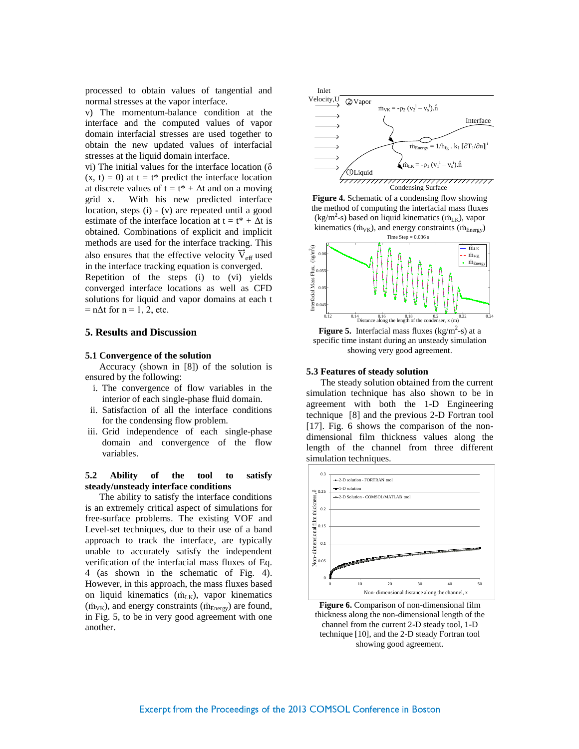processed to obtain values of tangential and normal stresses at the vapor interface.

v) The momentum-balance condition at the interface and the computed values of vapor domain interfacial stresses are used together to obtain the new updated values of interfacial stresses at the liquid domain interface.

vi) The initial values for the interface location ($\delta(x, t) = 0$) at $t = t^*$ predict the interface location at discrete values of $t = t^* + \Delta t$ and on a moving grid x. With his new predicted interface location, steps (i) - (v) are repeated until a good estimate of the interface location at $t = t^* + \Delta t$ is obtained. Combinations of explicit and implicit methods are used for the interface tracking. This also ensures that the effective velocity $\vec{V}_{eff}$ used in the interface tracking equation is converged.

Repetition of the steps (i) to (vi) yields converged interface locations as well as CFD solutions for liquid and vapor domains at each $t = n\Delta t$ for $n = 1, 2$, etc.

## 5. Results and Discussion

### 5.1 Convergence of the solution

Accuracy (shown in [8]) of the solution is ensured by the following:

i. The convergence of flow variables in the interior of each single-phase fluid domain.
ii. Satisfaction of all the interface conditions for the condensing flow problem.
iii. Grid independence of each single-phase domain and convergence of the flow variables.

### 5.2 Ability of the tool to satisfy steady/unsteady interface conditions

The ability to satisfy the interface conditions is an extremely critical aspect of simulations for free-surface problems. The existing VOF and Level-set techniques, due to their use of a band approach to track the interface, are typically unable to accurately satisfy the independent verification of the interfacial mass fluxes of Eq. 4 (as shown in the schematic of Fig. 4). However, in this approach, the mass fluxes based on liquid kinematics ($\dot{m}_{LK}$), vapor kinematics ($\dot{m}_{VK}$), and energy constraints ($\dot{m}_{Energy}$) are found, in Fig. 5, to be in very good agreement with one another.

**Figure 4.** Schematic of a condensing flow showing the method of computing the interfacial mass fluxes (kg/m$^2$-s) based on liquid kinematics ($\dot{m}_{LK}$), vapor kinematics ($\dot{m}_{VK}$), and energy constraints ($\dot{m}_{Energy}$)

**Figure 5.** Interfacial mass fluxes (kg/m$^2$-s) at a specific time instant during an unsteady simulation showing very good agreement.

### 5.3 Features of steady solution

The steady solution obtained from the current simulation technique has also shown to be in agreement with both the 1-D Engineering technique [8] and the previous 2-D Fortran tool [17]. Fig. 6 shows the comparison of the non-dimensional film thickness values along the length of the channel from three different simulation techniques.

**Figure 6.** Comparison of non-dimensional film thickness along the non-dimensional length of the channel from the current 2-D steady tool, 1-D technique [10], and the 2-D steady Fortran tool showing good agreement.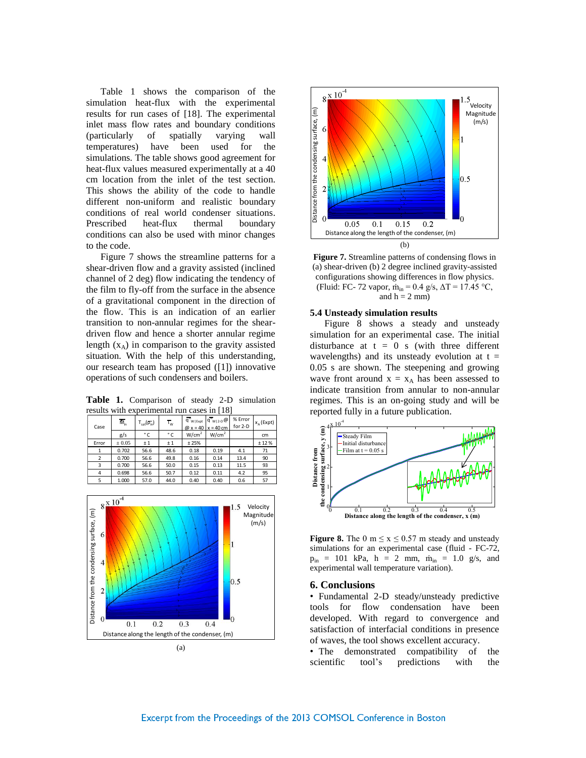Table 1 shows the comparison of the simulation heat-flux with the experimental results for run cases of [18]. The experimental inlet mass flow rates and boundary conditions (particularly of spatially varying wall temperatures) have been used for the simulations. The table shows good agreement for heat-flux values measured experimentally at a 40 cm location from the inlet of the test section. This shows the ability of the code to handle different non-uniform and realistic boundary conditions of real world condenser situations. Prescribed heat-flux thermal boundary conditions can also be used with minor changes to the code.

Figure 7 shows the streamline patterns for a shear-driven flow and a gravity assisted (inclined channel of 2 deg) flow indicating the tendency of the film to fly-off from the surface in the absence of a gravitational component in the direction of the flow. This is an indication of an earlier transition to non-annular regimes for the shear-driven flow and hence a shorter annular regime length ($x_A$) in comparison to the gravity assisted situation. With the help of this understanding, our research team has proposed ([1]) innovative operations of such condensers and boilers.

**Table 1.** Comparison of steady 2-D simulation results with experimental run cases in [18]

| Case | $\overline{M}_{in}$ | $T_{sat}(\overline{p}_{in})$ | $\overline{T}_W$ | $\overline{q}''_{W\mid Expt}$ @ x = 40 | $\overline{q}''_{W\mid 2\text{-}D}$ @ x = 40 cm | % Error for 2-D | $x_A$ (Expt) |
|---|---|---|---|---|---|---|---|
| | g/s | °C | °C | W/cm² | W/cm² | | cm |
| Error | ± 0.05 | ± 1 | ± 1 | ± 25% | | | ± 12 % |
| 1 | 0.702 | 56.6 | 48.6 | 0.18 | 0.19 | 4.1 | 71 |
| 2 | 0.700 | 56.6 | 49.8 | 0.16 | 0.14 | 13.4 | 90 |
| 3 | 0.700 | 56.6 | 50.0 | 0.15 | 0.13 | 11.5 | 93 |
| 4 | 0.698 | 56.6 | 50.7 | 0.12 | 0.11 | 4.2 | 95 |
| 5 | 1.000 | 57.0 | 44.0 | 0.40 | 0.40 | 0.6 | 57 |

(a)

(b)

**Figure 7.** Streamline patterns of condensing flows in (a) shear-driven (b) 2 degree inclined gravity-assisted configurations showing differences in flow physics. (Fluid: FC- 72 vapor, $\dot{m}_{in}$ = 0.4 g/s, ΔT = 17.45 °C, and h = 2 mm)

### 5.4 Unsteady simulation results

Figure 8 shows a steady and unsteady simulation for an experimental case. The initial disturbance at t = 0 s (with three different wavelengths) and its unsteady evolution at t = 0.05 s are shown. The steepening and growing wave front around x = $x_A$ has been assessed to indicate transition from annular to non-annular regimes. This is an on-going study and will be reported fully in a future publication.

**Figure 8.** The 0 m ≤ x ≤ 0.57 m steady and unsteady simulations for an experimental case (fluid - FC-72, $p_{in}$ = 101 kPa, h = 2 mm, $\dot{m}_{in}$ = 1.0 g/s, and experimental wall temperature variation).

## 6. Conclusions

• Fundamental 2-D steady/unsteady predictive tools for flow condensation have been developed. With regard to convergence and satisfaction of interfacial conditions in presence of waves, the tool shows excellent accuracy.

• The demonstrated compatibility of the scientific tool's predictions with the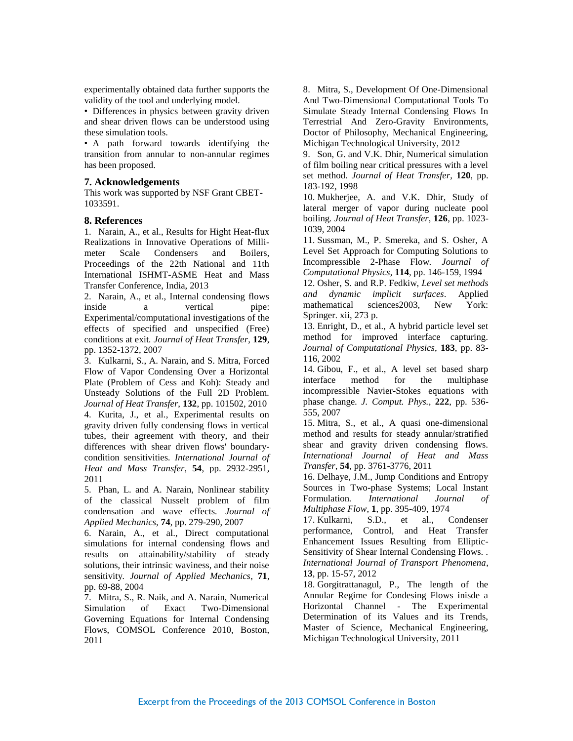experimentally obtained data further supports the validity of the tool and underlying model.

• Differences in physics between gravity driven and shear driven flows can be understood using these simulation tools.

• A path forward towards identifying the transition from annular to non-annular regimes has been proposed.

## 7. Acknowledgements

This work was supported by NSF Grant CBET-1033591.

## 8. References

1. Narain, A., et al., Results for Hight Heat-flux Realizations in Innovative Operations of Milli-meter Scale Condensers and Boilers, Proceedings of the 22th National and 11th International ISHMT-ASME Heat and Mass Transfer Conference, India, 2013
2. Narain, A., et al., Internal condensing flows inside a vertical pipe: Experimental/computational investigations of the effects of specified and unspecified (Free) conditions at exit. *Journal of Heat Transfer*, **129**, pp. 1352-1372, 2007
3. Kulkarni, S., A. Narain, and S. Mitra, Forced Flow of Vapor Condensing Over a Horizontal Plate (Problem of Cess and Koh): Steady and Unsteady Solutions of the Full 2D Problem. *Journal of Heat Transfer*, **132**, pp. 101502, 2010
4. Kurita, J., et al., Experimental results on gravity driven fully condensing flows in vertical tubes, their agreement with theory, and their differences with shear driven flows' boundary-condition sensitivities. *International Journal of Heat and Mass Transfer*, **54**, pp. 2932-2951, 2011
5. Phan, L. and A. Narain, Nonlinear stability of the classical Nusselt problem of film condensation and wave effects. *Journal of Applied Mechanics*, **74**, pp. 279-290, 2007
6. Narain, A., et al., Direct computational simulations for internal condensing flows and results on attainability/stability of steady solutions, their intrinsic waviness, and their noise sensitivity. *Journal of Applied Mechanics*, **71**, pp. 69-88, 2004
7. Mitra, S., R. Naik, and A. Narain, Numerical Simulation of Exact Two-Dimensional Governing Equations for Internal Condensing Flows, COMSOL Conference 2010, Boston, 2011
8. Mitra, S., Development Of One-Dimensional And Two-Dimensional Computational Tools To Simulate Steady Internal Condensing Flows In Terrestrial And Zero-Gravity Environments, Doctor of Philosophy, Mechanical Engineering, Michigan Technological University, 2012
9. Son, G. and V.K. Dhir, Numerical simulation of film boiling near critical pressures with a level set method. *Journal of Heat Transfer*, **120**, pp. 183-192, 1998
10. Mukherjee, A. and V.K. Dhir, Study of lateral merger of vapor during nucleate pool boiling. *Journal of Heat Transfer*, **126**, pp. 1023-1039, 2004
11. Sussman, M., P. Smereka, and S. Osher, A Level Set Approach for Computing Solutions to Incompressible 2-Phase Flow. *Journal of Computational Physics*, **114**, pp. 146-159, 1994
12. Osher, S. and R.P. Fedkiw, *Level set methods and dynamic implicit surfaces*. Applied mathematical sciences2003, New York: Springer. xii, 273 p.
13. Enright, D., et al., A hybrid particle level set method for improved interface capturing. *Journal of Computational Physics*, **183**, pp. 83-116, 2002
14. Gibou, F., et al., A level set based sharp interface method for the multiphase incompressible Navier-Stokes equations with phase change. *J. Comput. Phys.*, **222**, pp. 536-555, 2007
15. Mitra, S., et al., A quasi one-dimensional method and results for steady annular/stratified shear and gravity driven condensing flows. *International Journal of Heat and Mass Transfer*, **54**, pp. 3761-3776, 2011
16. Delhaye, J.M., Jump Conditions and Entropy Sources in Two-phase Systems; Local Instant Formulation. *International Journal of Multiphase Flow*, **1**, pp. 395-409, 1974
17. Kulkarni, S.D., et al., Condenser performance, Control, and Heat Transfer Enhancement Issues Resulting from Elliptic-Sensitivity of Shear Internal Condensing Flows. . *International Journal of Transport Phenomena*, **13**, pp. 15-57, 2012
18. Gorgitrattanagul, P., The length of the Annular Regime for Condesing Flows inisde a Horizontal Channel - The Experimental Determination of its Values and its Trends, Master of Science, Mechanical Engineering, Michigan Technological University, 2011